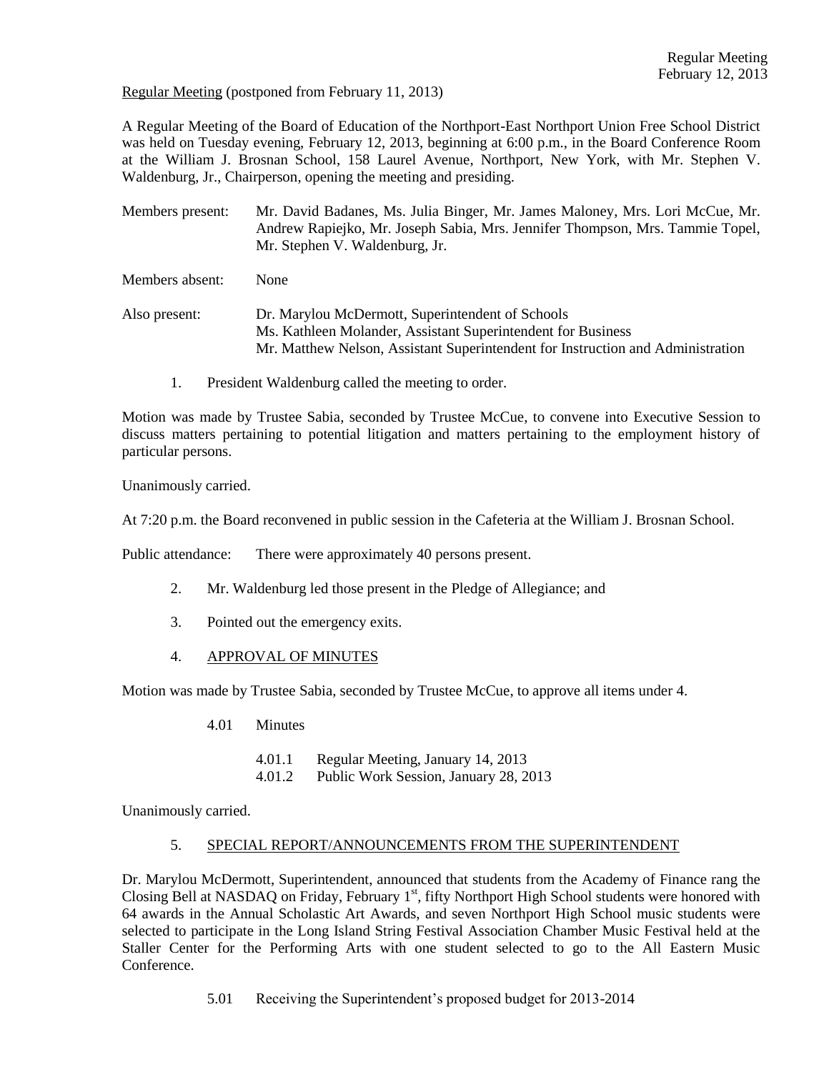Regular Meeting (postponed from February 11, 2013)

A Regular Meeting of the Board of Education of the Northport-East Northport Union Free School District was held on Tuesday evening, February 12, 2013, beginning at 6:00 p.m., in the Board Conference Room at the William J. Brosnan School, 158 Laurel Avenue, Northport, New York, with Mr. Stephen V. Waldenburg, Jr., Chairperson, opening the meeting and presiding.

Members present: Mr. David Badanes, Ms. Julia Binger, Mr. James Maloney, Mrs. Lori McCue, Mr. Andrew Rapiejko, Mr. Joseph Sabia, Mrs. Jennifer Thompson, Mrs. Tammie Topel, Mr. Stephen V. Waldenburg, Jr.

Members absent: None

Also present: Dr. Marylou McDermott, Superintendent of Schools
Ms. Kathleen Molander, Assistant Superintendent for Business
Mr. Matthew Nelson, Assistant Superintendent for Instruction and Administration

1. President Waldenburg called the meeting to order.

Motion was made by Trustee Sabia, seconded by Trustee McCue, to convene into Executive Session to discuss matters pertaining to potential litigation and matters pertaining to the employment history of particular persons.

Unanimously carried.

At 7:20 p.m. the Board reconvened in public session in the Cafeteria at the William J. Brosnan School.

Public attendance: There were approximately 40 persons present.

2. Mr. Waldenburg led those present in the Pledge of Allegiance; and

3. Pointed out the emergency exits.

4. APPROVAL OF MINUTES

Motion was made by Trustee Sabia, seconded by Trustee McCue, to approve all items under 4.

4.01 Minutes

4.01.1 Regular Meeting, January 14, 2013
4.01.2 Public Work Session, January 28, 2013

Unanimously carried.

5. SPECIAL REPORT/ANNOUNCEMENTS FROM THE SUPERINTENDENT

Dr. Marylou McDermott, Superintendent, announced that students from the Academy of Finance rang the Closing Bell at NASDAQ on Friday, February 1st, fifty Northport High School students were honored with 64 awards in the Annual Scholastic Art Awards, and seven Northport High School music students were selected to participate in the Long Island String Festival Association Chamber Music Festival held at the Staller Center for the Performing Arts with one student selected to go to the All Eastern Music Conference.

5.01 Receiving the Superintendent's proposed budget for 2013-2014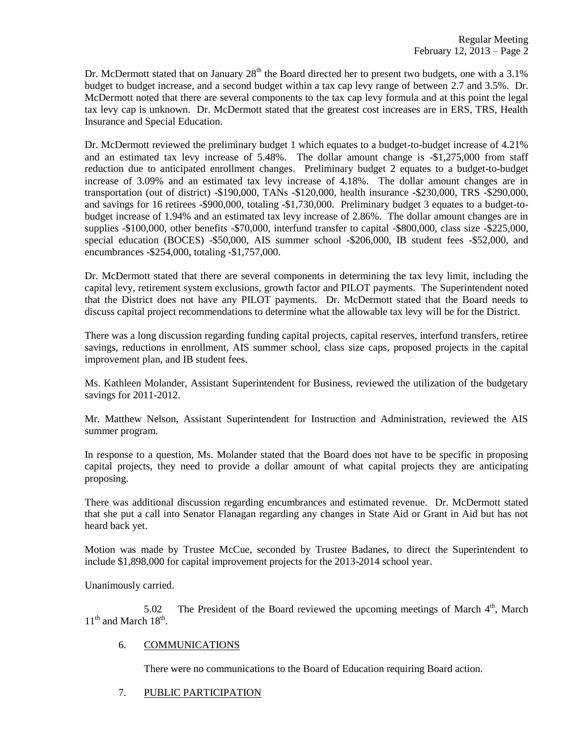Dr. McDermott stated that on January 28th the Board directed her to present two budgets, one with a 3.1% budget to budget increase, and a second budget within a tax cap levy range of between 2.7 and 3.5%. Dr. McDermott noted that there are several components to the tax cap levy formula and at this point the legal tax levy cap is unknown. Dr. McDermott stated that the greatest cost increases are in ERS, TRS, Health Insurance and Special Education.

Dr. McDermott reviewed the preliminary budget 1 which equates to a budget-to-budget increase of 4.21% and an estimated tax levy increase of 5.48%. The dollar amount change is -$1,275,000 from staff reduction due to anticipated enrollment changes. Preliminary budget 2 equates to a budget-to-budget increase of 3.09% and an estimated tax levy increase of 4.18%. The dollar amount changes are in transportation (out of district) -$190,000, TANs -$120,000, health insurance -$230,000, TRS -$290,000, and savings for 16 retirees -$900,000, totaling -$1,730,000. Preliminary budget 3 equates to a budget-to-budget increase of 1.94% and an estimated tax levy increase of 2.86%. The dollar amount changes are in supplies -$100,000, other benefits -$70,000, interfund transfer to capital -$800,000, class size -$225,000, special education (BOCES) -$50,000, AIS summer school -$206,000, IB student fees -$52,000, and encumbrances -$254,000, totaling -$1,757,000.

Dr. McDermott stated that there are several components in determining the tax levy limit, including the capital levy, retirement system exclusions, growth factor and PILOT payments. The Superintendent noted that the District does not have any PILOT payments. Dr. McDermott stated that the Board needs to discuss capital project recommendations to determine what the allowable tax levy will be for the District.

There was a long discussion regarding funding capital projects, capital reserves, interfund transfers, retiree savings, reductions in enrollment, AIS summer school, class size caps, proposed projects in the capital improvement plan, and IB student fees.

Ms. Kathleen Molander, Assistant Superintendent for Business, reviewed the utilization of the budgetary savings for 2011-2012.

Mr. Matthew Nelson, Assistant Superintendent for Instruction and Administration, reviewed the AIS summer program.

In response to a question, Ms. Molander stated that the Board does not have to be specific in proposing capital projects, they need to provide a dollar amount of what capital projects they are anticipating proposing.

There was additional discussion regarding encumbrances and estimated revenue. Dr. McDermott stated that she put a call into Senator Flanagan regarding any changes in State Aid or Grant in Aid but has not heard back yet.

Motion was made by Trustee McCue, seconded by Trustee Badanes, to direct the Superintendent to include $1,898,000 for capital improvement projects for the 2013-2014 school year.

Unanimously carried.

5.02 The President of the Board reviewed the upcoming meetings of March 4th, March 11th and March 18th.

6. COMMUNICATIONS

There were no communications to the Board of Education requiring Board action.

7. PUBLIC PARTICIPATION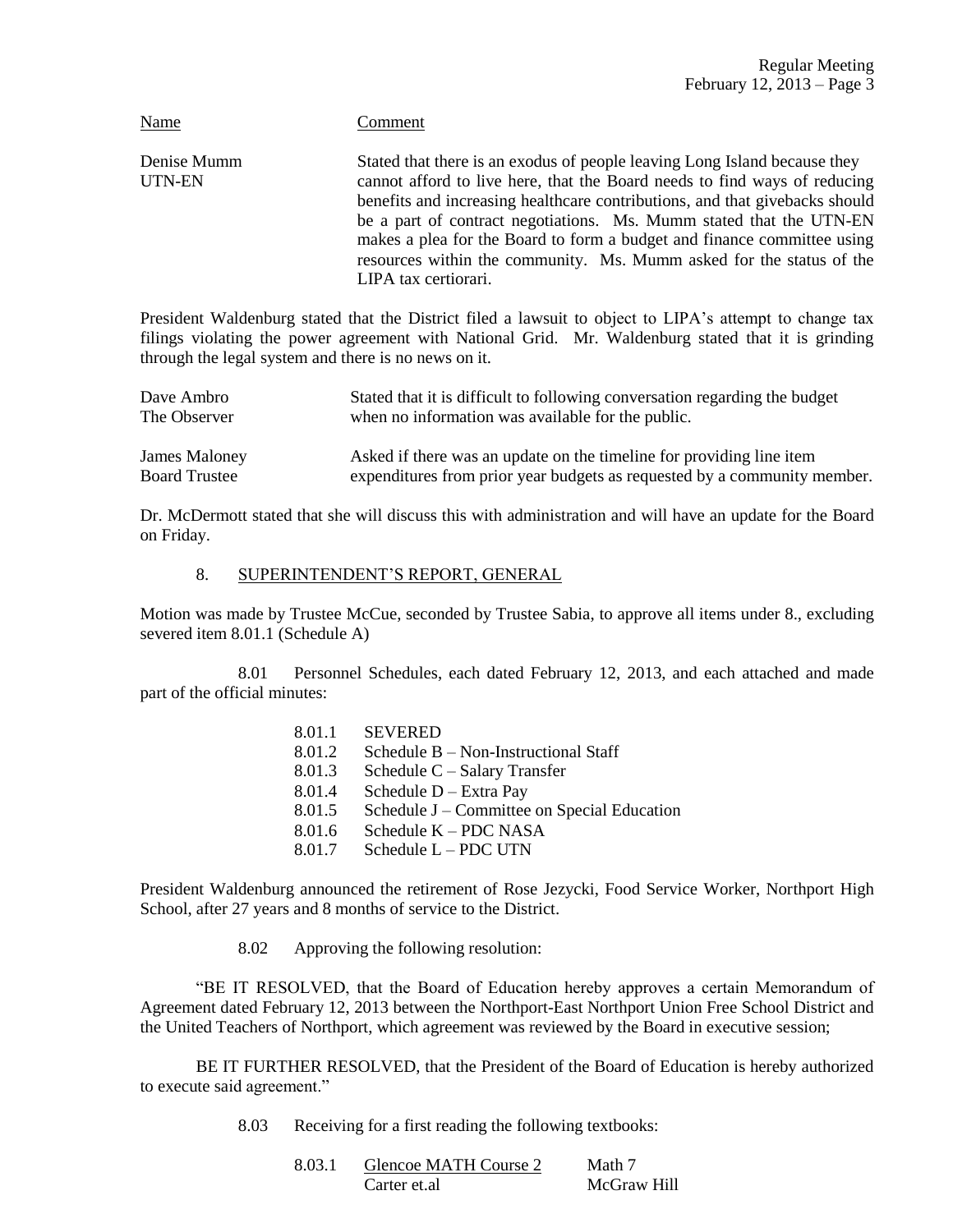| Name | Comment |
|---|---|
| Denise Mumm<br>UTN-EN | Stated that there is an exodus of people leaving Long Island because they cannot afford to live here, that the Board needs to find ways of reducing benefits and increasing healthcare contributions, and that givebacks should be a part of contract negotiations. Ms. Mumm stated that the UTN-EN makes a plea for the Board to form a budget and finance committee using resources within the community. Ms. Mumm asked for the status of the LIPA tax certiorari. |

President Waldenburg stated that the District filed a lawsuit to object to LIPA's attempt to change tax filings violating the power agreement with National Grid. Mr. Waldenburg stated that it is grinding through the legal system and there is no news on it.

| | |
|---|---|
| Dave Ambro<br>The Observer | Stated that it is difficult to following conversation regarding the budget when no information was available for the public. |
| James Maloney<br>Board Trustee | Asked if there was an update on the timeline for providing line item expenditures from prior year budgets as requested by a community member. |

Dr. McDermott stated that she will discuss this with administration and will have an update for the Board on Friday.

8. SUPERINTENDENT'S REPORT, GENERAL

Motion was made by Trustee McCue, seconded by Trustee Sabia, to approve all items under 8., excluding severed item 8.01.1 (Schedule A)

8.01 Personnel Schedules, each dated February 12, 2013, and each attached and made part of the official minutes:

- 8.01.1 SEVERED
- 8.01.2 Schedule B – Non-Instructional Staff
- 8.01.3 Schedule C – Salary Transfer
- 8.01.4 Schedule D – Extra Pay
- 8.01.5 Schedule J – Committee on Special Education
- 8.01.6 Schedule K – PDC NASA
- 8.01.7 Schedule L – PDC UTN

President Waldenburg announced the retirement of Rose Jezycki, Food Service Worker, Northport High School, after 27 years and 8 months of service to the District.

8.02 Approving the following resolution:

"BE IT RESOLVED, that the Board of Education hereby approves a certain Memorandum of Agreement dated February 12, 2013 between the Northport-East Northport Union Free School District and the United Teachers of Northport, which agreement was reviewed by the Board in executive session;

BE IT FURTHER RESOLVED, that the President of the Board of Education is hereby authorized to execute said agreement."

8.03 Receiving for a first reading the following textbooks:

8.03.1 Glencoe MATH Course 2 — Math 7
Carter et.al — McGraw Hill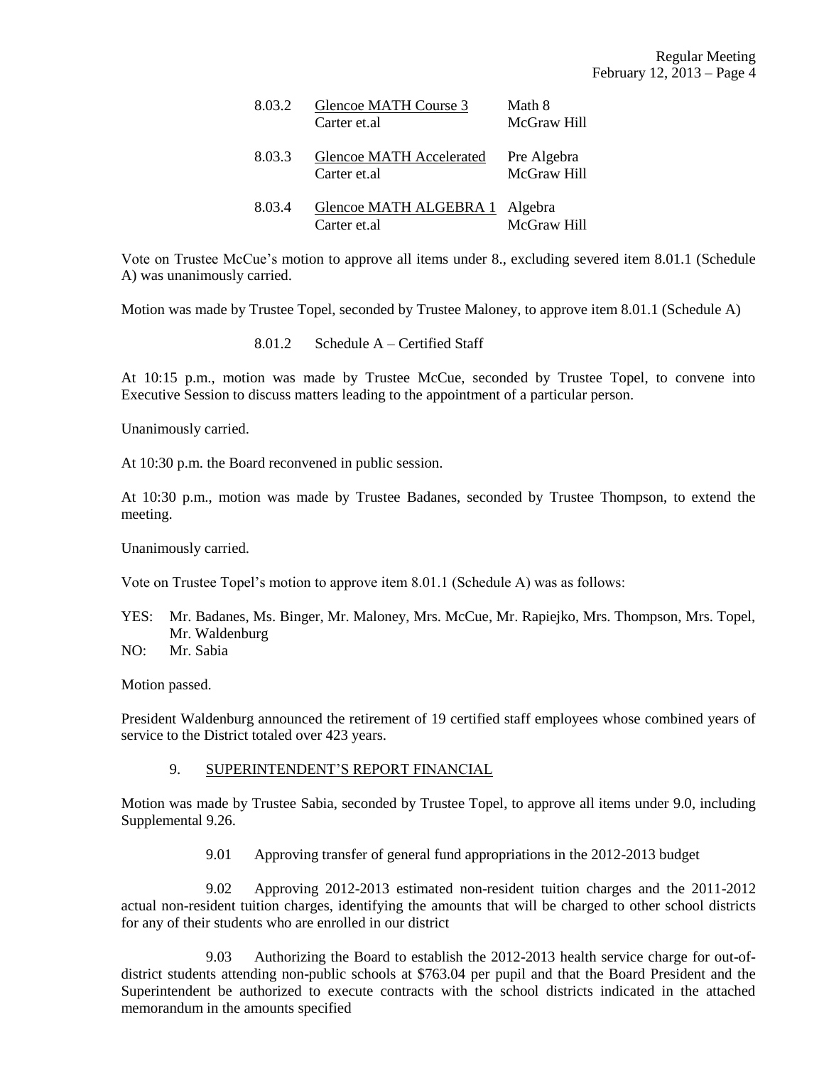| | | |
|---|---|---|
| 8.03.2 | Glencoe MATH Course 3<br>Carter et.al | Math 8<br>McGraw Hill |
| 8.03.3 | Glencoe MATH Accelerated<br>Carter et.al | Pre Algebra<br>McGraw Hill |
| 8.03.4 | Glencoe MATH ALGEBRA 1<br>Carter et.al | Algebra<br>McGraw Hill |

Vote on Trustee McCue's motion to approve all items under 8., excluding severed item 8.01.1 (Schedule A) was unanimously carried.

Motion was made by Trustee Topel, seconded by Trustee Maloney, to approve item 8.01.1 (Schedule A)

8.01.2 Schedule A – Certified Staff

At 10:15 p.m., motion was made by Trustee McCue, seconded by Trustee Topel, to convene into Executive Session to discuss matters leading to the appointment of a particular person.

Unanimously carried.

At 10:30 p.m. the Board reconvened in public session.

At 10:30 p.m., motion was made by Trustee Badanes, seconded by Trustee Thompson, to extend the meeting.

Unanimously carried.

Vote on Trustee Topel's motion to approve item 8.01.1 (Schedule A) was as follows:

YES: Mr. Badanes, Ms. Binger, Mr. Maloney, Mrs. McCue, Mr. Rapiejko, Mrs. Thompson, Mrs. Topel, Mr. Waldenburg

NO: Mr. Sabia

Motion passed.

President Waldenburg announced the retirement of 19 certified staff employees whose combined years of service to the District totaled over 423 years.

## 9. SUPERINTENDENT'S REPORT FINANCIAL

Motion was made by Trustee Sabia, seconded by Trustee Topel, to approve all items under 9.0, including Supplemental 9.26.

9.01 Approving transfer of general fund appropriations in the 2012-2013 budget

9.02 Approving 2012-2013 estimated non-resident tuition charges and the 2011-2012 actual non-resident tuition charges, identifying the amounts that will be charged to other school districts for any of their students who are enrolled in our district

9.03 Authorizing the Board to establish the 2012-2013 health service charge for out-of-district students attending non-public schools at $763.04 per pupil and that the Board President and the Superintendent be authorized to execute contracts with the school districts indicated in the attached memorandum in the amounts specified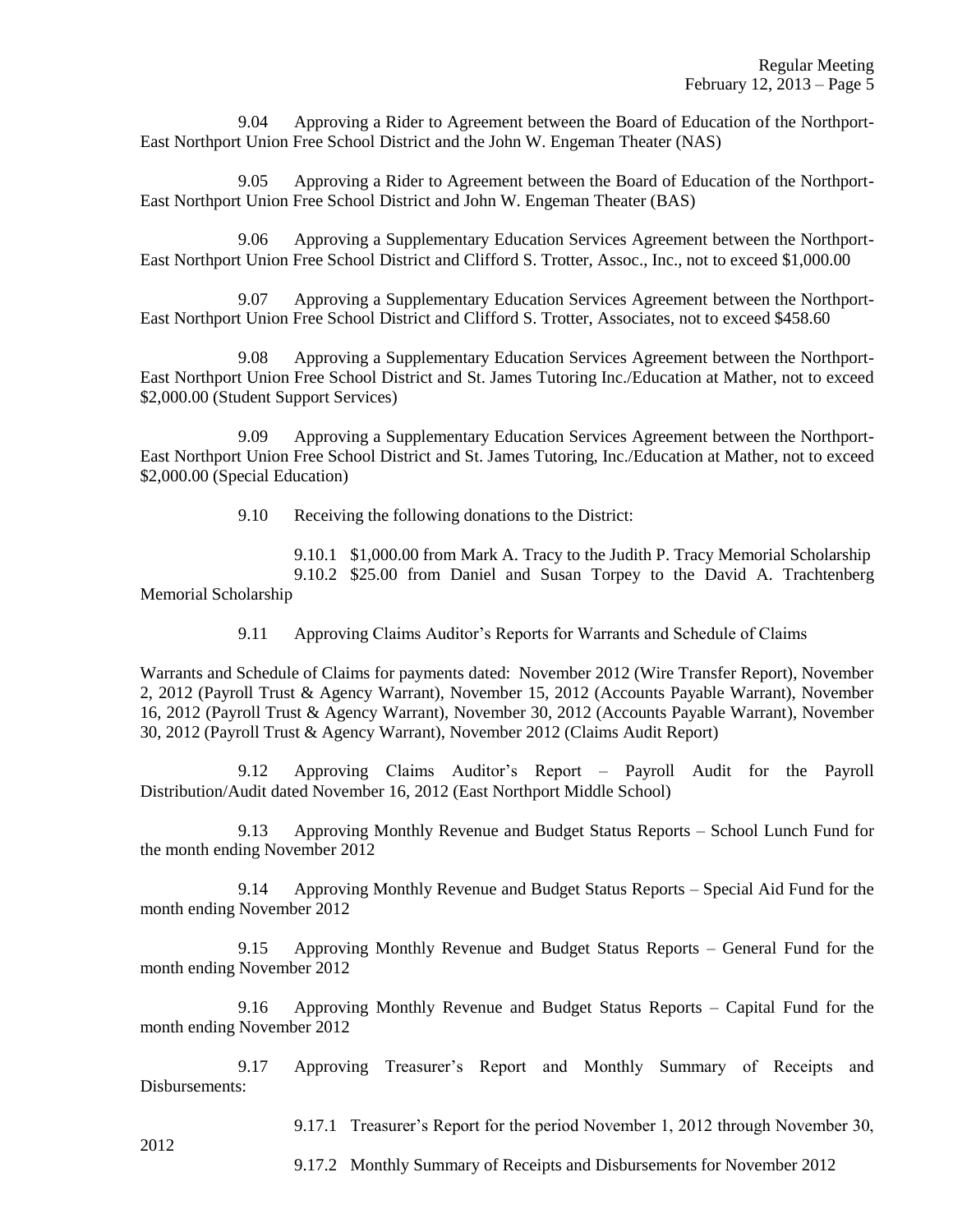9.04 Approving a Rider to Agreement between the Board of Education of the Northport-East Northport Union Free School District and the John W. Engeman Theater (NAS)

9.05 Approving a Rider to Agreement between the Board of Education of the Northport-East Northport Union Free School District and John W. Engeman Theater (BAS)

9.06 Approving a Supplementary Education Services Agreement between the Northport-East Northport Union Free School District and Clifford S. Trotter, Assoc., Inc., not to exceed $1,000.00

9.07 Approving a Supplementary Education Services Agreement between the Northport-East Northport Union Free School District and Clifford S. Trotter, Associates, not to exceed $458.60

9.08 Approving a Supplementary Education Services Agreement between the Northport-East Northport Union Free School District and St. James Tutoring Inc./Education at Mather, not to exceed $2,000.00 (Student Support Services)

9.09 Approving a Supplementary Education Services Agreement between the Northport-East Northport Union Free School District and St. James Tutoring, Inc./Education at Mather, not to exceed $2,000.00 (Special Education)

9.10 Receiving the following donations to the District:

9.10.1 $1,000.00 from Mark A. Tracy to the Judith P. Tracy Memorial Scholarship

9.10.2 $25.00 from Daniel and Susan Torpey to the David A. Trachtenberg Memorial Scholarship

9.11 Approving Claims Auditor's Reports for Warrants and Schedule of Claims

Warrants and Schedule of Claims for payments dated: November 2012 (Wire Transfer Report), November 2, 2012 (Payroll Trust & Agency Warrant), November 15, 2012 (Accounts Payable Warrant), November 16, 2012 (Payroll Trust & Agency Warrant), November 30, 2012 (Accounts Payable Warrant), November 30, 2012 (Payroll Trust & Agency Warrant), November 2012 (Claims Audit Report)

9.12 Approving Claims Auditor's Report – Payroll Audit for the Payroll Distribution/Audit dated November 16, 2012 (East Northport Middle School)

9.13 Approving Monthly Revenue and Budget Status Reports – School Lunch Fund for the month ending November 2012

9.14 Approving Monthly Revenue and Budget Status Reports – Special Aid Fund for the month ending November 2012

9.15 Approving Monthly Revenue and Budget Status Reports – General Fund for the month ending November 2012

9.16 Approving Monthly Revenue and Budget Status Reports – Capital Fund for the month ending November 2012

9.17 Approving Treasurer's Report and Monthly Summary of Receipts and Disbursements:

9.17.1 Treasurer's Report for the period November 1, 2012 through November 30, 2012

9.17.2 Monthly Summary of Receipts and Disbursements for November 2012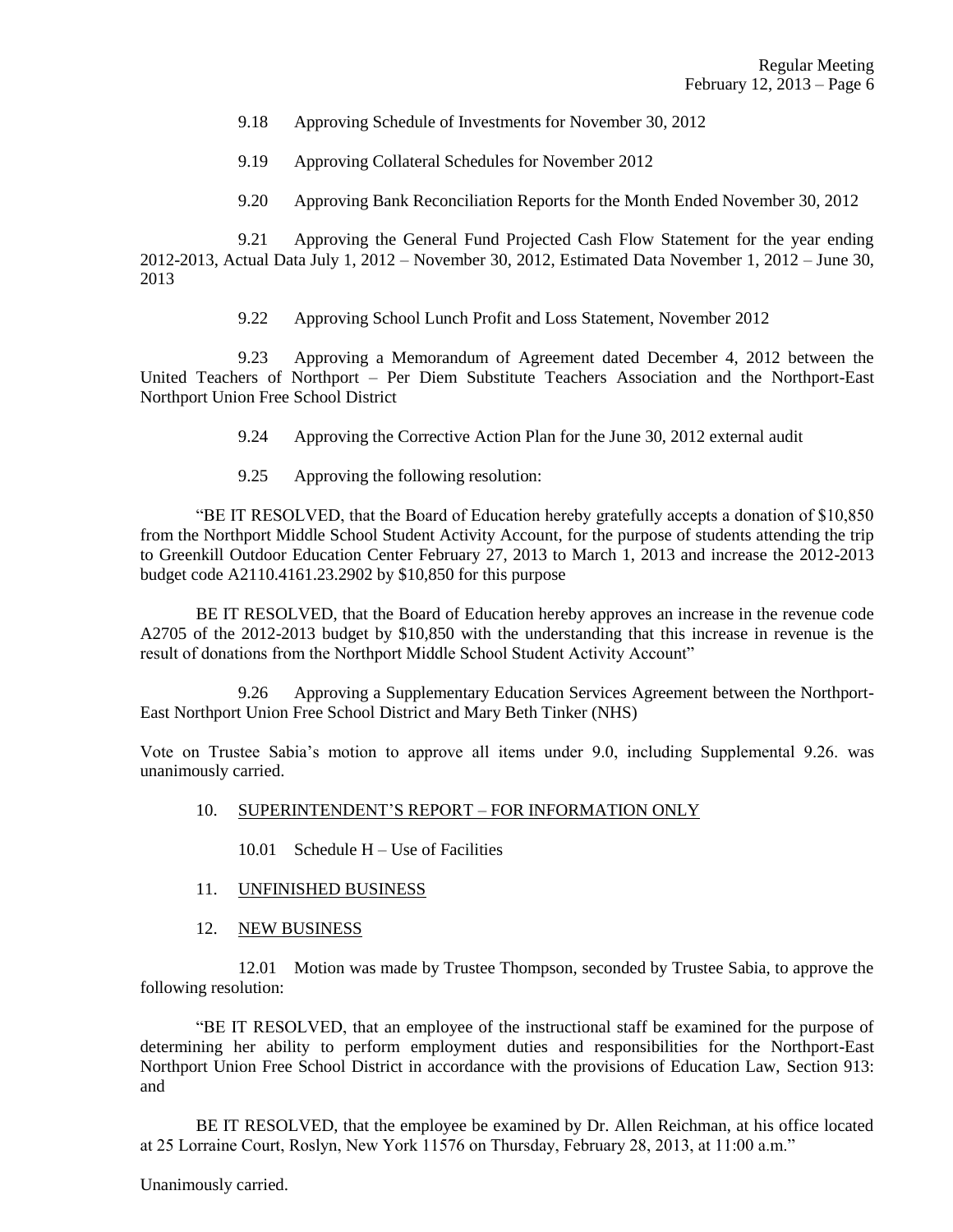9.18 Approving Schedule of Investments for November 30, 2012

9.19 Approving Collateral Schedules for November 2012

9.20 Approving Bank Reconciliation Reports for the Month Ended November 30, 2012

9.21 Approving the General Fund Projected Cash Flow Statement for the year ending 2012-2013, Actual Data July 1, 2012 – November 30, 2012, Estimated Data November 1, 2012 – June 30, 2013

9.22 Approving School Lunch Profit and Loss Statement, November 2012

9.23 Approving a Memorandum of Agreement dated December 4, 2012 between the United Teachers of Northport – Per Diem Substitute Teachers Association and the Northport-East Northport Union Free School District

9.24 Approving the Corrective Action Plan for the June 30, 2012 external audit

9.25 Approving the following resolution:

"BE IT RESOLVED, that the Board of Education hereby gratefully accepts a donation of $10,850 from the Northport Middle School Student Activity Account, for the purpose of students attending the trip to Greenkill Outdoor Education Center February 27, 2013 to March 1, 2013 and increase the 2012-2013 budget code A2110.4161.23.2902 by $10,850 for this purpose

BE IT RESOLVED, that the Board of Education hereby approves an increase in the revenue code A2705 of the 2012-2013 budget by $10,850 with the understanding that this increase in revenue is the result of donations from the Northport Middle School Student Activity Account"

9.26 Approving a Supplementary Education Services Agreement between the Northport-East Northport Union Free School District and Mary Beth Tinker (NHS)

Vote on Trustee Sabia's motion to approve all items under 9.0, including Supplemental 9.26. was unanimously carried.

10. <u>SUPERINTENDENT'S REPORT – FOR INFORMATION ONLY</u>

10.01 Schedule H – Use of Facilities

11. <u>UNFINISHED BUSINESS</u>

12. <u>NEW BUSINESS</u>

12.01 Motion was made by Trustee Thompson, seconded by Trustee Sabia, to approve the following resolution:

"BE IT RESOLVED, that an employee of the instructional staff be examined for the purpose of determining her ability to perform employment duties and responsibilities for the Northport-East Northport Union Free School District in accordance with the provisions of Education Law, Section 913: and

BE IT RESOLVED, that the employee be examined by Dr. Allen Reichman, at his office located at 25 Lorraine Court, Roslyn, New York 11576 on Thursday, February 28, 2013, at 11:00 a.m."

Unanimously carried.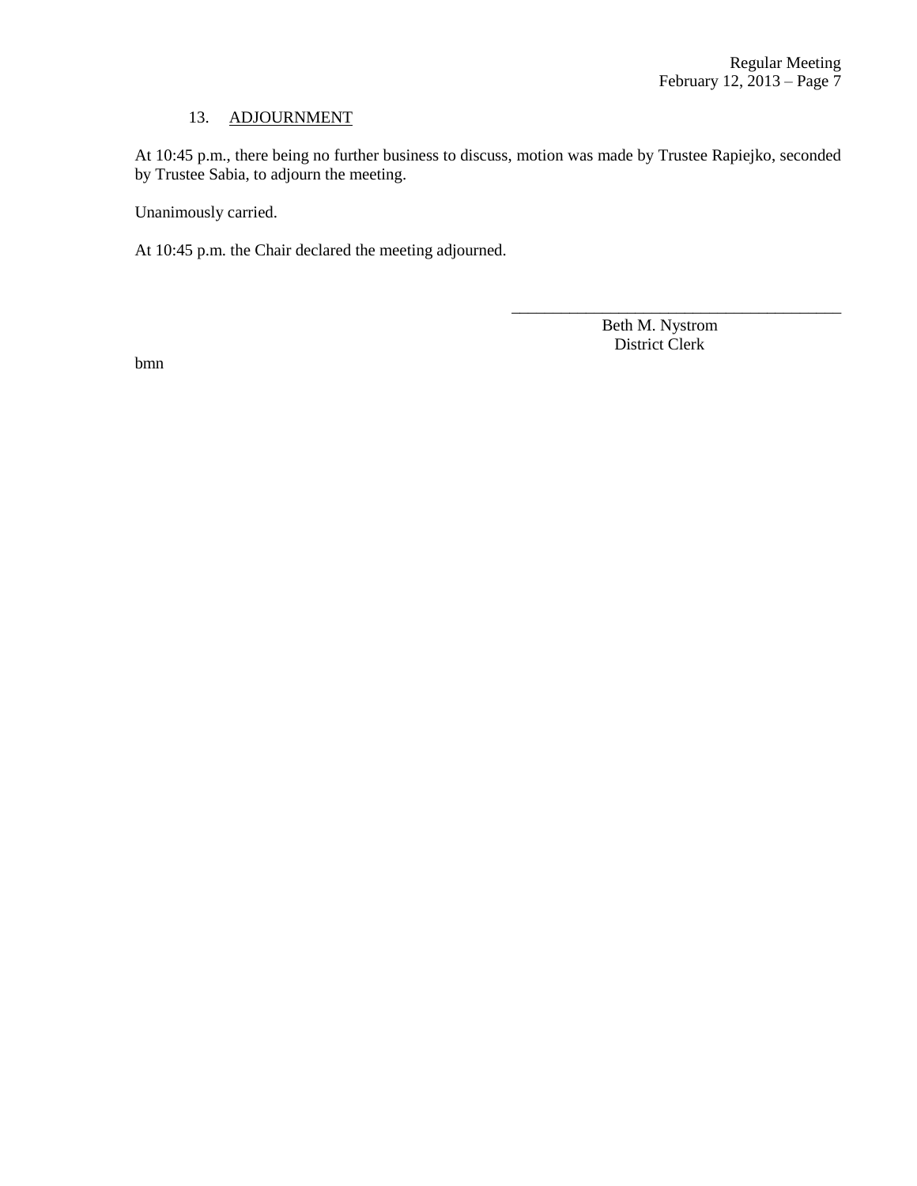13. <u>ADJOURNMENT</u>

At 10:45 p.m., there being no further business to discuss, motion was made by Trustee Rapiejko, seconded by Trustee Sabia, to adjourn the meeting.

Unanimously carried.

At 10:45 p.m. the Chair declared the meeting adjourned.

\_\_\_\_\_\_\_\_\_\_\_\_\_\_\_\_\_\_\_\_\_\_\_\_\_\_\_\_\_\_\_\_\_\_\_\_\_\_\_\_

Beth M. Nystrom
District Clerk

bmn